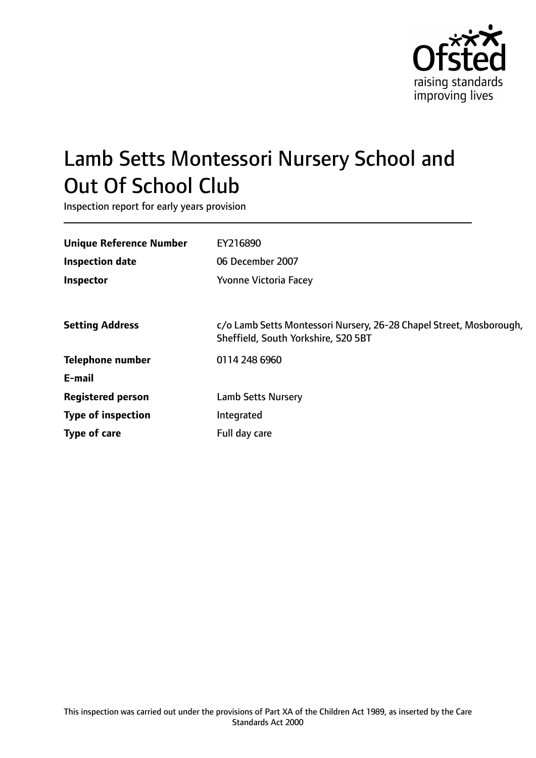Ofsted
raising standards
improving lives

# Lamb Setts Montessori Nursery School and Out Of School Club

Inspection report for early years provision

| | |
|---|---|
| **Unique Reference Number** | EY216890 |
| **Inspection date** | 06 December 2007 |
| **Inspector** | Yvonne Victoria Facey |
| | |
| **Setting Address** | c/o Lamb Setts Montessori Nursery, 26-28 Chapel Street, Mosborough, Sheffield, South Yorkshire, S20 5BT |
| **Telephone number** | 0114 248 6960 |
| **E-mail** | |
| **Registered person** | Lamb Setts Nursery |
| **Type of inspection** | Integrated |
| **Type of care** | Full day care |

This inspection was carried out under the provisions of Part XA of the Children Act 1989, as inserted by the Care Standards Act 2000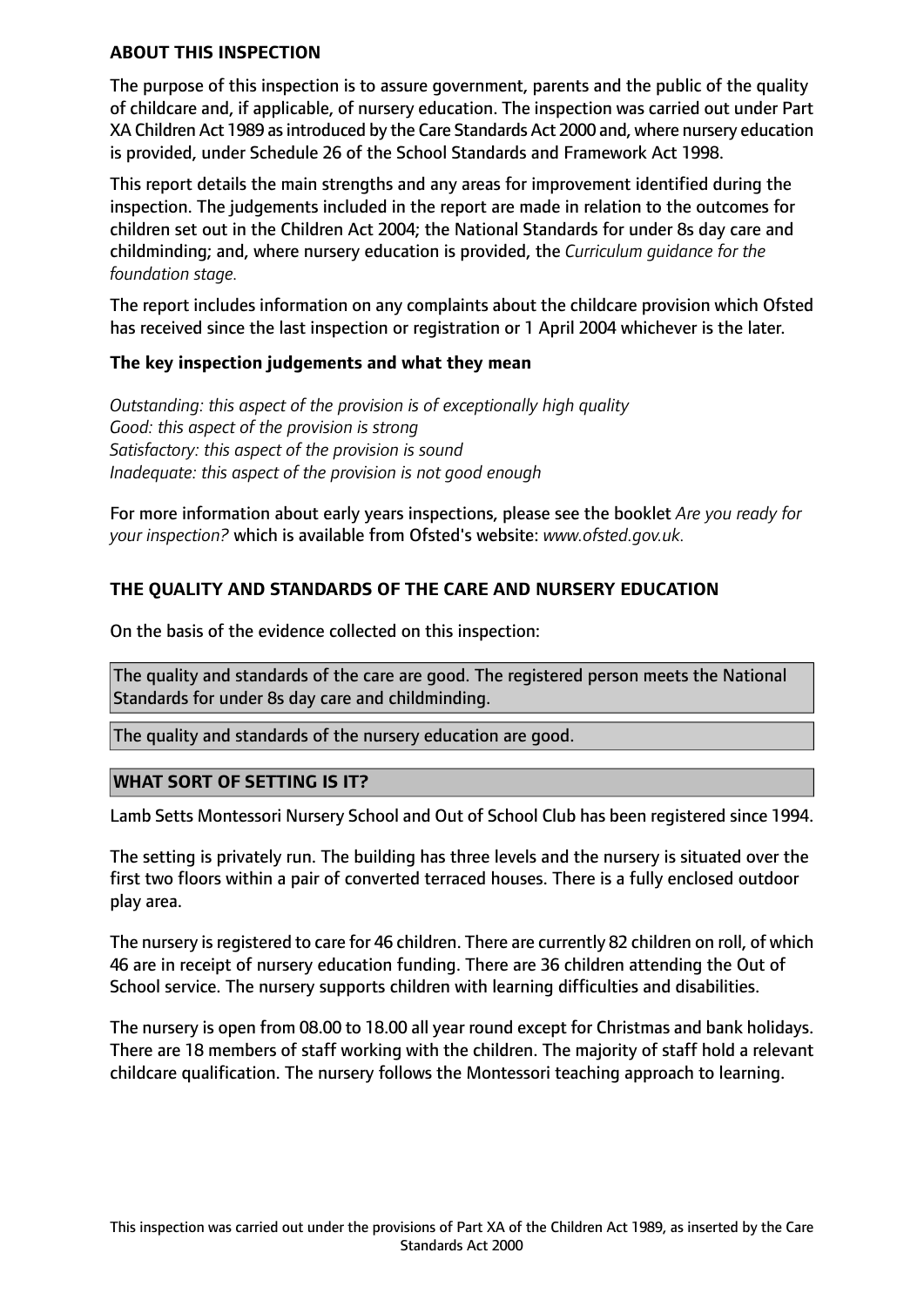## ABOUT THIS INSPECTION

The purpose of this inspection is to assure government, parents and the public of the quality of childcare and, if applicable, of nursery education. The inspection was carried out under Part XA Children Act 1989 as introduced by the Care Standards Act 2000 and, where nursery education is provided, under Schedule 26 of the School Standards and Framework Act 1998.

This report details the main strengths and any areas for improvement identified during the inspection. The judgements included in the report are made in relation to the outcomes for children set out in the Children Act 2004; the National Standards for under 8s day care and childminding; and, where nursery education is provided, the *Curriculum guidance for the foundation stage.*

The report includes information on any complaints about the childcare provision which Ofsted has received since the last inspection or registration or 1 April 2004 whichever is the later.

### The key inspection judgements and what they mean

*Outstanding: this aspect of the provision is of exceptionally high quality*
*Good: this aspect of the provision is strong*
*Satisfactory: this aspect of the provision is sound*
*Inadequate: this aspect of the provision is not good enough*

For more information about early years inspections, please see the booklet *Are you ready for your inspection?* which is available from Ofsted's website: *www.ofsted.gov.uk.*

## THE QUALITY AND STANDARDS OF THE CARE AND NURSERY EDUCATION

On the basis of the evidence collected on this inspection:

The quality and standards of the care are good. The registered person meets the National Standards for under 8s day care and childminding.

The quality and standards of the nursery education are good.

## WHAT SORT OF SETTING IS IT?

Lamb Setts Montessori Nursery School and Out of School Club has been registered since 1994.

The setting is privately run. The building has three levels and the nursery is situated over the first two floors within a pair of converted terraced houses. There is a fully enclosed outdoor play area.

The nursery is registered to care for 46 children. There are currently 82 children on roll, of which 46 are in receipt of nursery education funding. There are 36 children attending the Out of School service. The nursery supports children with learning difficulties and disabilities.

The nursery is open from 08.00 to 18.00 all year round except for Christmas and bank holidays. There are 18 members of staff working with the children. The majority of staff hold a relevant childcare qualification. The nursery follows the Montessori teaching approach to learning.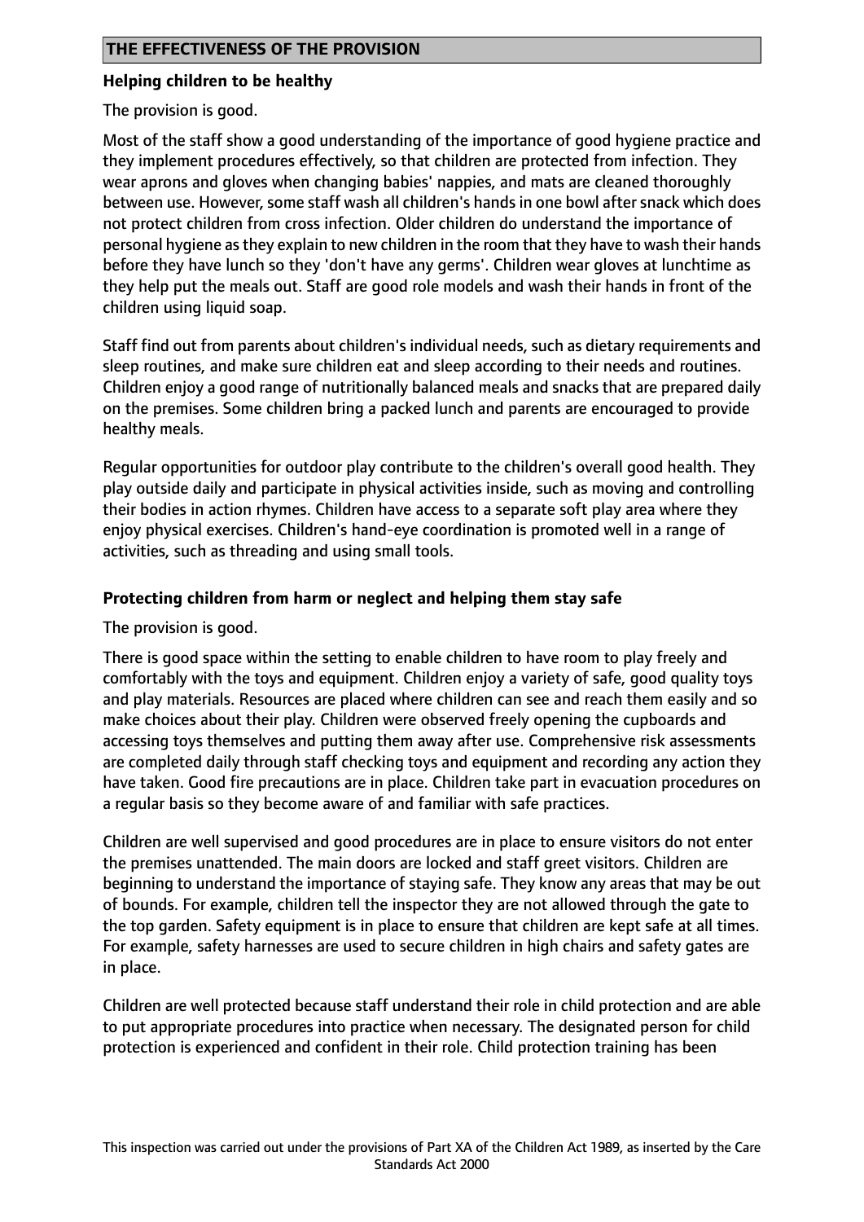## THE EFFECTIVENESS OF THE PROVISION

### Helping children to be healthy

The provision is good.

Most of the staff show a good understanding of the importance of good hygiene practice and they implement procedures effectively, so that children are protected from infection. They wear aprons and gloves when changing babies' nappies, and mats are cleaned thoroughly between use. However, some staff wash all children's hands in one bowl after snack which does not protect children from cross infection. Older children do understand the importance of personal hygiene as they explain to new children in the room that they have to wash their hands before they have lunch so they 'don't have any germs'. Children wear gloves at lunchtime as they help put the meals out. Staff are good role models and wash their hands in front of the children using liquid soap.

Staff find out from parents about children's individual needs, such as dietary requirements and sleep routines, and make sure children eat and sleep according to their needs and routines. Children enjoy a good range of nutritionally balanced meals and snacks that are prepared daily on the premises. Some children bring a packed lunch and parents are encouraged to provide healthy meals.

Regular opportunities for outdoor play contribute to the children's overall good health. They play outside daily and participate in physical activities inside, such as moving and controlling their bodies in action rhymes. Children have access to a separate soft play area where they enjoy physical exercises. Children's hand-eye coordination is promoted well in a range of activities, such as threading and using small tools.

### Protecting children from harm or neglect and helping them stay safe

The provision is good.

There is good space within the setting to enable children to have room to play freely and comfortably with the toys and equipment. Children enjoy a variety of safe, good quality toys and play materials. Resources are placed where children can see and reach them easily and so make choices about their play. Children were observed freely opening the cupboards and accessing toys themselves and putting them away after use. Comprehensive risk assessments are completed daily through staff checking toys and equipment and recording any action they have taken. Good fire precautions are in place. Children take part in evacuation procedures on a regular basis so they become aware of and familiar with safe practices.

Children are well supervised and good procedures are in place to ensure visitors do not enter the premises unattended. The main doors are locked and staff greet visitors. Children are beginning to understand the importance of staying safe. They know any areas that may be out of bounds. For example, children tell the inspector they are not allowed through the gate to the top garden. Safety equipment is in place to ensure that children are kept safe at all times. For example, safety harnesses are used to secure children in high chairs and safety gates are in place.

Children are well protected because staff understand their role in child protection and are able to put appropriate procedures into practice when necessary. The designated person for child protection is experienced and confident in their role. Child protection training has been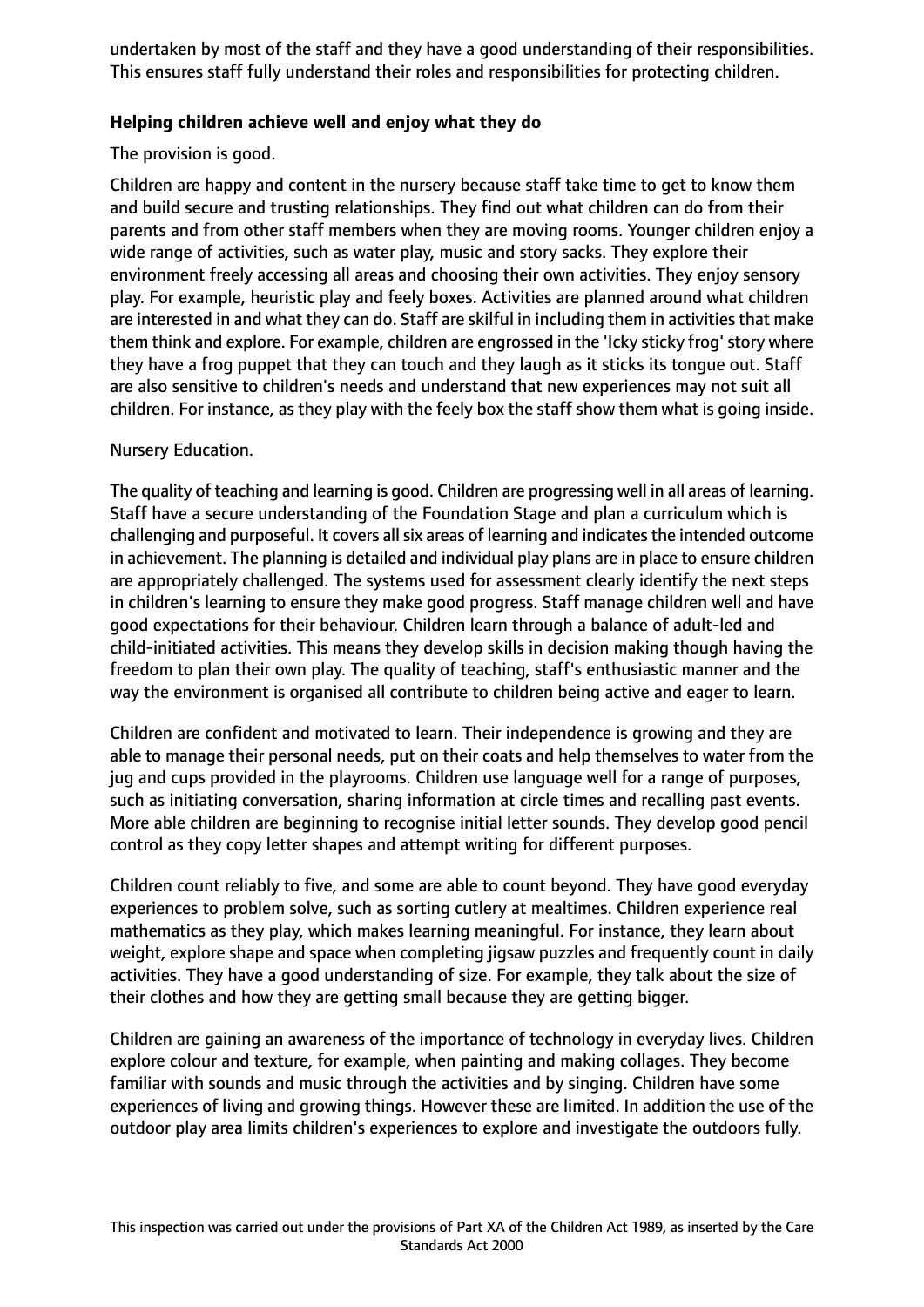undertaken by most of the staff and they have a good understanding of their responsibilities. This ensures staff fully understand their roles and responsibilities for protecting children.

**Helping children achieve well and enjoy what they do**

The provision is good.

Children are happy and content in the nursery because staff take time to get to know them and build secure and trusting relationships. They find out what children can do from their parents and from other staff members when they are moving rooms. Younger children enjoy a wide range of activities, such as water play, music and story sacks. They explore their environment freely accessing all areas and choosing their own activities. They enjoy sensory play. For example, heuristic play and feely boxes. Activities are planned around what children are interested in and what they can do. Staff are skilful in including them in activities that make them think and explore. For example, children are engrossed in the 'Icky sticky frog' story where they have a frog puppet that they can touch and they laugh as it sticks its tongue out. Staff are also sensitive to children's needs and understand that new experiences may not suit all children. For instance, as they play with the feely box the staff show them what is going inside.

Nursery Education.

The quality of teaching and learning is good. Children are progressing well in all areas of learning. Staff have a secure understanding of the Foundation Stage and plan a curriculum which is challenging and purposeful. It covers all six areas of learning and indicates the intended outcome in achievement. The planning is detailed and individual play plans are in place to ensure children are appropriately challenged. The systems used for assessment clearly identify the next steps in children's learning to ensure they make good progress. Staff manage children well and have good expectations for their behaviour. Children learn through a balance of adult-led and child-initiated activities. This means they develop skills in decision making though having the freedom to plan their own play. The quality of teaching, staff's enthusiastic manner and the way the environment is organised all contribute to children being active and eager to learn.

Children are confident and motivated to learn. Their independence is growing and they are able to manage their personal needs, put on their coats and help themselves to water from the jug and cups provided in the playrooms. Children use language well for a range of purposes, such as initiating conversation, sharing information at circle times and recalling past events. More able children are beginning to recognise initial letter sounds. They develop good pencil control as they copy letter shapes and attempt writing for different purposes.

Children count reliably to five, and some are able to count beyond. They have good everyday experiences to problem solve, such as sorting cutlery at mealtimes. Children experience real mathematics as they play, which makes learning meaningful. For instance, they learn about weight, explore shape and space when completing jigsaw puzzles and frequently count in daily activities. They have a good understanding of size. For example, they talk about the size of their clothes and how they are getting small because they are getting bigger.

Children are gaining an awareness of the importance of technology in everyday lives. Children explore colour and texture, for example, when painting and making collages. They become familiar with sounds and music through the activities and by singing. Children have some experiences of living and growing things. However these are limited. In addition the use of the outdoor play area limits children's experiences to explore and investigate the outdoors fully.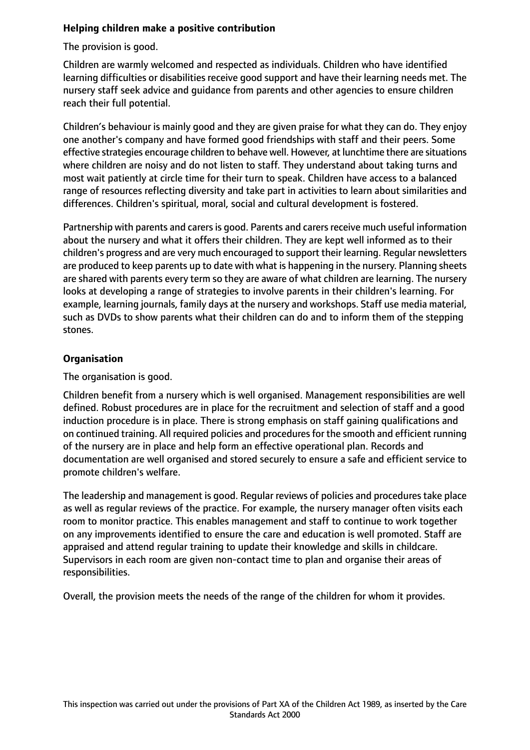**Helping children make a positive contribution**

The provision is good.

Children are warmly welcomed and respected as individuals. Children who have identified learning difficulties or disabilities receive good support and have their learning needs met. The nursery staff seek advice and guidance from parents and other agencies to ensure children reach their full potential.

Children's behaviour is mainly good and they are given praise for what they can do. They enjoy one another's company and have formed good friendships with staff and their peers. Some effective strategies encourage children to behave well. However, at lunchtime there are situations where children are noisy and do not listen to staff. They understand about taking turns and most wait patiently at circle time for their turn to speak. Children have access to a balanced range of resources reflecting diversity and take part in activities to learn about similarities and differences. Children's spiritual, moral, social and cultural development is fostered.

Partnership with parents and carers is good. Parents and carers receive much useful information about the nursery and what it offers their children. They are kept well informed as to their children's progress and are very much encouraged to support their learning. Regular newsletters are produced to keep parents up to date with what is happening in the nursery. Planning sheets are shared with parents every term so they are aware of what children are learning. The nursery looks at developing a range of strategies to involve parents in their children's learning. For example, learning journals, family days at the nursery and workshops. Staff use media material, such as DVDs to show parents what their children can do and to inform them of the stepping stones.

**Organisation**

The organisation is good.

Children benefit from a nursery which is well organised. Management responsibilities are well defined. Robust procedures are in place for the recruitment and selection of staff and a good induction procedure is in place. There is strong emphasis on staff gaining qualifications and on continued training. All required policies and procedures for the smooth and efficient running of the nursery are in place and help form an effective operational plan. Records and documentation are well organised and stored securely to ensure a safe and efficient service to promote children's welfare.

The leadership and management is good. Regular reviews of policies and procedures take place as well as regular reviews of the practice. For example, the nursery manager often visits each room to monitor practice. This enables management and staff to continue to work together on any improvements identified to ensure the care and education is well promoted. Staff are appraised and attend regular training to update their knowledge and skills in childcare. Supervisors in each room are given non-contact time to plan and organise their areas of responsibilities.

Overall, the provision meets the needs of the range of the children for whom it provides.

This inspection was carried out under the provisions of Part XA of the Children Act 1989, as inserted by the Care Standards Act 2000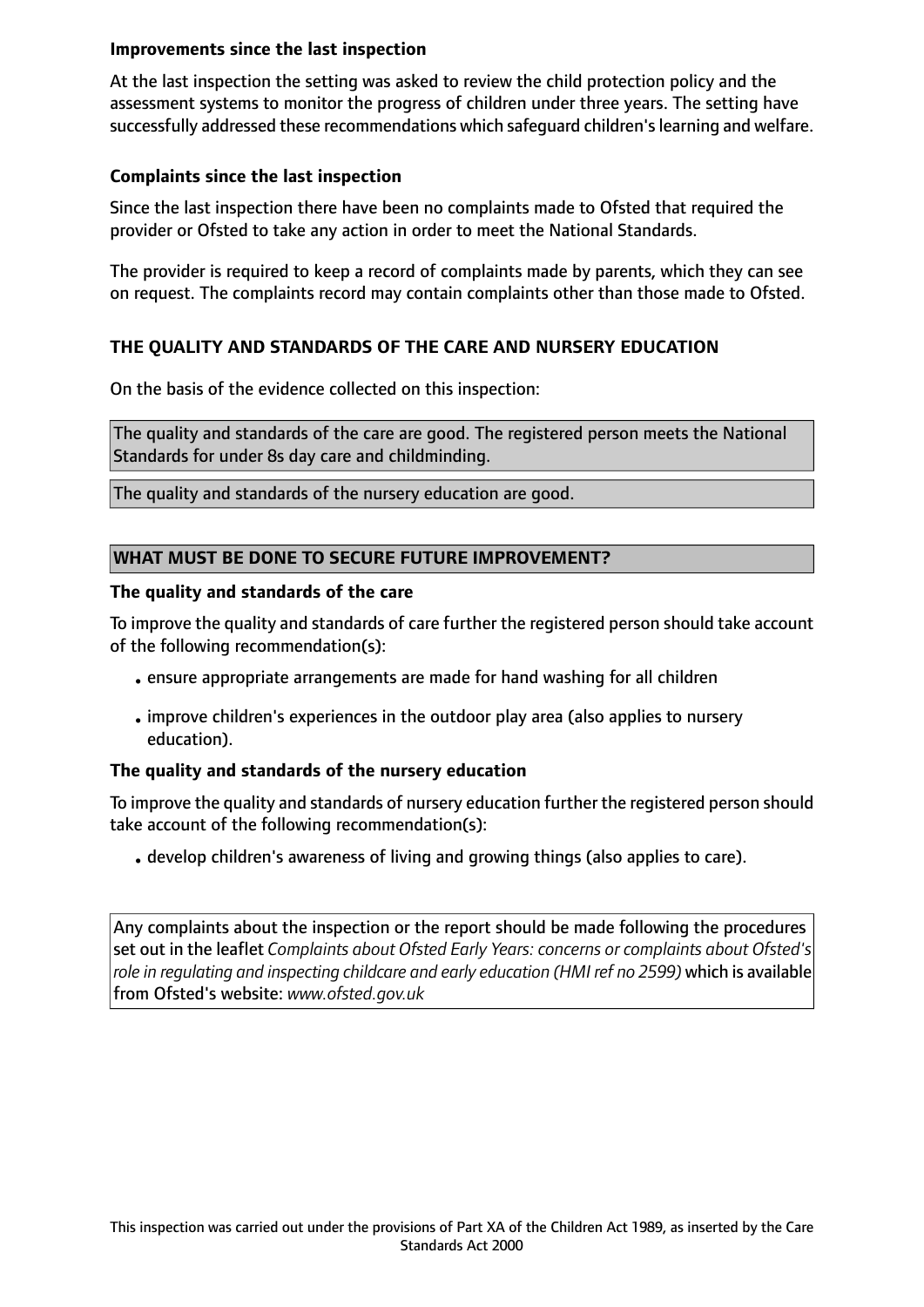**Improvements since the last inspection**

At the last inspection the setting was asked to review the child protection policy and the assessment systems to monitor the progress of children under three years. The setting have successfully addressed these recommendations which safeguard children's learning and welfare.

**Complaints since the last inspection**

Since the last inspection there have been no complaints made to Ofsted that required the provider or Ofsted to take any action in order to meet the National Standards.

The provider is required to keep a record of complaints made by parents, which they can see on request. The complaints record may contain complaints other than those made to Ofsted.

## THE QUALITY AND STANDARDS OF THE CARE AND NURSERY EDUCATION

On the basis of the evidence collected on this inspection:

The quality and standards of the care are good. The registered person meets the National Standards for under 8s day care and childminding.

The quality and standards of the nursery education are good.

## WHAT MUST BE DONE TO SECURE FUTURE IMPROVEMENT?

**The quality and standards of the care**

To improve the quality and standards of care further the registered person should take account of the following recommendation(s):

- ensure appropriate arrangements are made for hand washing for all children
- improve children's experiences in the outdoor play area (also applies to nursery education).

**The quality and standards of the nursery education**

To improve the quality and standards of nursery education further the registered person should take account of the following recommendation(s):

- develop children's awareness of living and growing things (also applies to care).

Any complaints about the inspection or the report should be made following the procedures set out in the leaflet *Complaints about Ofsted Early Years: concerns or complaints about Ofsted's role in regulating and inspecting childcare and early education (HMI ref no 2599)* which is available from Ofsted's website: *www.ofsted.gov.uk*

This inspection was carried out under the provisions of Part XA of the Children Act 1989, as inserted by the Care Standards Act 2000